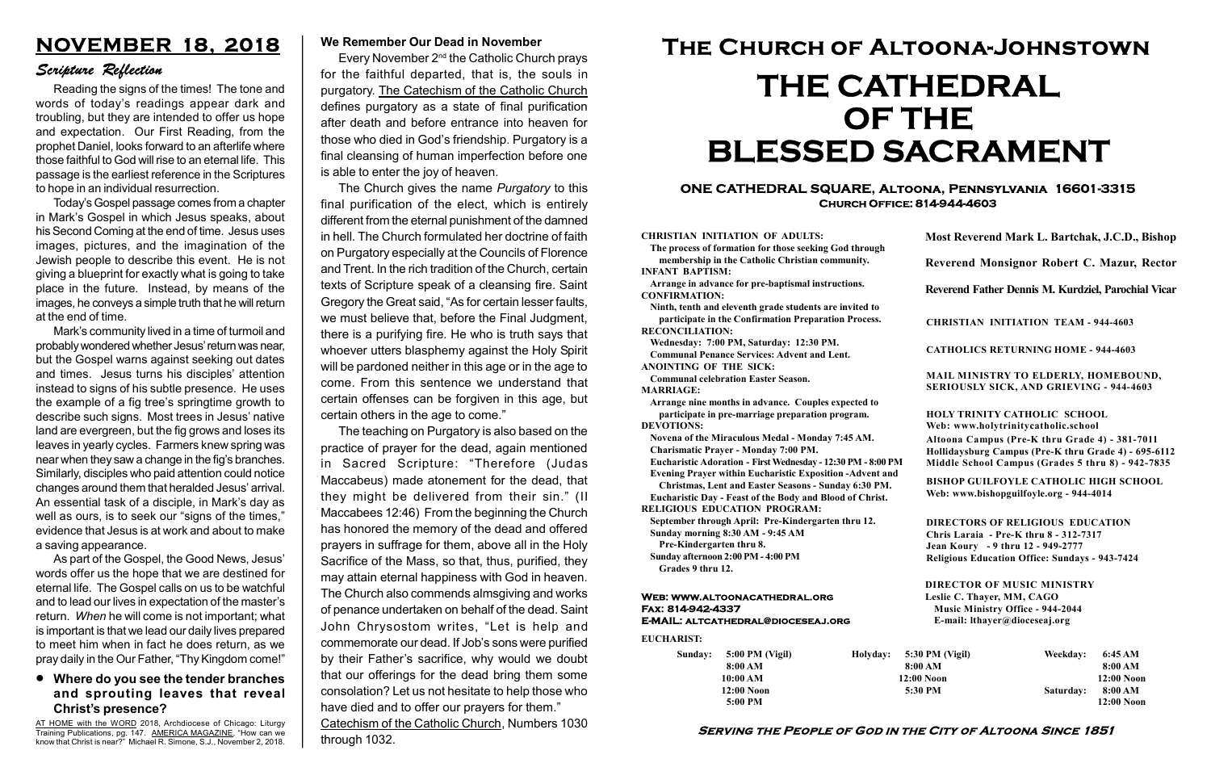# NOVEMBER 18, 2018

## Scripture Reflection

Reading the signs of the times! The tone and words of today's readings appear dark and troubling, but they are intended to offer us hope and expectation. Our First Reading, from the prophet Daniel, looks forward to an afterlife where those faithful to God will rise to an eternal life. This passage is the earliest reference in the Scriptures to hope in an individual resurrection.

Today's Gospel passage comes from a chapter in Mark's Gospel in which Jesus speaks, about his Second Coming at the end of time. Jesus uses images, pictures, and the imagination of the Jewish people to describe this event. He is not giving a blueprint for exactly what is going to take place in the future. Instead, by means of the images, he conveys a simple truth that he will return at the end of time.

Mark's community lived in a time of turmoil and probably wondered whether Jesus' return was near, but the Gospel warns against seeking out dates and times. Jesus turns his disciples' attention instead to signs of his subtle presence. He uses the example of a fig tree's springtime growth to describe such signs. Most trees in Jesus' native land are evergreen, but the fig grows and loses its leaves in yearly cycles. Farmers knew spring was near when they saw a change in the fig's branches. Similarly, disciples who paid attention could notice changes around them that heralded Jesus' arrival. An essential task of a disciple, in Mark's day as well as ours, is to seek our "signs of the times," evidence that Jesus is at work and about to make a saving appearance.

As part of the Gospel, the Good News, Jesus' words offer us the hope that we are destined for eternal life. The Gospel calls on us to be watchful and to lead our lives in expectation of the master's return. *When* he will come is not important; what is important is that we lead our daily lives prepared to meet him when in fact he does return, as we pray daily in the Our Father, "Thy Kingdom come!"

- **Where do you see the tender branches and sprouting leaves that reveal Christ's presence?**

AT HOME with the WORD 2018, Archdiocese of Chicago: Liturgy Training Publications, pg. 147. AMERICA MAGAZINE, "How can we know that Christ is near?" Michael R. Simone, S.J., November 2, 2018.

## We Remember Our Dead in November

Every November 2nd the Catholic Church prays for the faithful departed, that is, the souls in purgatory. The Catechism of the Catholic Church defines purgatory as a state of final purification after death and before entrance into heaven for those who died in God's friendship. Purgatory is a final cleansing of human imperfection before one is able to enter the joy of heaven.

The Church gives the name *Purgatory* to this final purification of the elect, which is entirely different from the eternal punishment of the damned in hell. The Church formulated her doctrine of faith on Purgatory especially at the Councils of Florence and Trent. In the rich tradition of the Church, certain texts of Scripture speak of a cleansing fire. Saint Gregory the Great said, "As for certain lesser faults, we must believe that, before the Final Judgment, there is a purifying fire. He who is truth says that whoever utters blasphemy against the Holy Spirit will be pardoned neither in this age or in the age to come. From this sentence we understand that certain offenses can be forgiven in this age, but certain others in the age to come."

The teaching on Purgatory is also based on the practice of prayer for the dead, again mentioned in Sacred Scripture: "Therefore (Judas Maccabeus) made atonement for the dead, that they might be delivered from their sin." (II Maccabees 12:46) From the beginning the Church has honored the memory of the dead and offered prayers in suffrage for them, above all in the Holy Sacrifice of the Mass, so that, thus, purified, they may attain eternal happiness with God in heaven. The Church also commends almsgiving and works of penance undertaken on behalf of the dead. Saint John Chrysostom writes, "Let is help and commemorate our dead. If Job's sons were purified by their Father's sacrifice, why would we doubt that our offerings for the dead bring them some consolation? Let us not hesitate to help those who have died and to offer our prayers for them."
Catechism of the Catholic Church, Numbers 1030 through 1032.

# The Church of Altoona-Johnstown

# THE CATHEDRAL OF THE BLESSED SACRAMENT

**ONE CATHEDRAL SQUARE, Altoona, Pennsylvania 16601-3315**
**Church Office: 814-944-4603**

**CHRISTIAN INITIATION OF ADULTS:**
The process of formation for those seeking God through membership in the Catholic Christian community.
**INFANT BAPTISM:**
Arrange in advance for pre-baptismal instructions.
**CONFIRMATION:**
Ninth, tenth and eleventh grade students are invited to participate in the Confirmation Preparation Process.
**RECONCILIATION:**
Wednesday: 7:00 PM, Saturday: 12:30 PM.
Communal Penance Services: Advent and Lent.
**ANOINTING OF THE SICK:**
Communal celebration Easter Season.
**MARRIAGE:**
Arrange nine months in advance. Couples expected to participate in pre-marriage preparation program.
**DEVOTIONS:**
Novena of the Miraculous Medal - Monday 7:45 AM.
Charismatic Prayer - Monday 7:00 PM.
Eucharistic Adoration - First Wednesday - 12:30 PM - 8:00 PM
Evening Prayer within Eucharistic Exposition -Advent and Christmas, Lent and Easter Seasons - Sunday 6:30 PM.
Eucharistic Day - Feast of the Body and Blood of Christ.
**RELIGIOUS EDUCATION PROGRAM:**
September through April: Pre-Kindergarten thru 12.
Sunday morning 8:30 AM - 9:45 AM
Pre-Kindergarten thru 8.
Sunday afternoon 2:00 PM - 4:00 PM
Grades 9 thru 12.

**Web: www.altoonacathedral.org**
**Fax: 814-942-4337**
**E-MAIL: altcathedral@dioceseaj.org**

**Most Reverend Mark L. Bartchak, J.C.D., Bishop**

**Reverend Monsignor Robert C. Mazur, Rector**

**Reverend Father Dennis M. Kurdziel, Parochial Vicar**

**CHRISTIAN INITIATION TEAM - 944-4603**

**CATHOLICS RETURNING HOME - 944-4603**

**MAIL MINISTRY TO ELDERLY, HOMEBOUND, SERIOUSLY SICK, AND GRIEVING - 944-4603**

**HOLY TRINITY CATHOLIC SCHOOL**
**Web: www.holytrinitycatholic.school**
Altoona Campus (Pre-K thru Grade 4) - 381-7011
Hollidaysburg Campus (Pre-K thru Grade 4) - 695-6112
Middle School Campus (Grades 5 thru 8) - 942-7835

**BISHOP GUILFOYLE CATHOLIC HIGH SCHOOL**
**Web: www.bishopguilfoyle.org - 944-4014**

**DIRECTORS OF RELIGIOUS EDUCATION**
Chris Laraia - Pre-K thru 8 - 312-7317
Jean Koury - 9 thru 12 - 949-2777
Religious Education Office: Sundays - 943-7424

**DIRECTOR OF MUSIC MINISTRY**
Leslie C. Thayer, MM, CAGO
Music Ministry Office - 944-2044
E-mail: lthayer@dioceseaj.org

**EUCHARIST:**

| Sunday: | 5:00 PM (Vigil) | Holyday: | 5:30 PM (Vigil) | Weekday: | 6:45 AM |
|---|---|---|---|---|---|
| | 8:00 AM | | 8:00 AM | | 8:00 AM |
| | 10:00 AM | | 12:00 Noon | | 12:00 Noon |
| | 12:00 Noon | | 5:30 PM | Saturday: | 8:00 AM |
| | 5:00 PM | | | | 12:00 Noon |

**Serving the People of God in the City of Altoona Since 1851**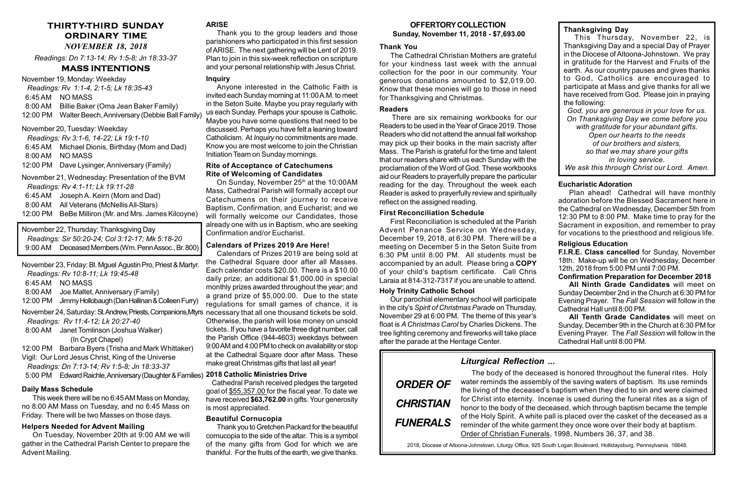# THIRTY-THIRD SUNDAY ORDINARY TIME

*NOVEMBER 18, 2018*

*Readings: Dn 7:13-14; Rv 1:5-8; Jn 18:33-37*

## MASS INTENTIONS

November 19, Monday: Weekday
*Readings: Rv 1:1-4, 2:1-5; Lk 18:35-43*
6:45 AM NO MASS
8:00 AM Billie Baker (Oma Jean Baker Family)
12:00 PM Walter Beech, Anniversary (Debbie Ball Family)

November 20, Tuesday: Weekday
*Readings: Rv 3:1-6, 14-22; Lk 19:1-10*
6:45 AM Michael Dionis, Birthday (Mom and Dad)
8:00 AM NO MASS
12:00 PM Dave Lysinger, Anniversary (Family)

November 21, Wednesday: Presentation of the BVM
*Readings: Rv 4:1-11; Lk 19:11-28*
6:45 AM Joseph A. Keirn (Mom and Dad)
8:00 AM All Veterans (McNellis All-Stars)
12:00 PM BeBe Milliron (Mr. and Mrs. James Kilcoyne)

November 22, Thursday: Thanksgiving Day
*Readings: Sir 50:20-24; Col 3:12-17; Mk 5:18-20*
9:00 AM Deceased Members (Wm. Penn Assoc., Br. 800)

November 23, Friday: Bl. Mguel Agustin Pro, Priest & Martyr.
*Readings: Rv 10:8-11; Lk 19:45-48*
6:45 AM NO MASS
8:00 AM Joe Maltet, Anniversary (Family)
12:00 PM Jimmy Hollobaugh (Dan Hallinan & Colleen Furry)

November 24, Saturday: St. Andrew, Priests, Companions, Mtyrs
*Readings: Rv 11:4-12; Lk 20:27-40*
8:00 AM Janet Tomlinson (Joshua Walker) (In Crypt Chapel)
12:00 PM Barbara Byers (Trisha and Mark Whittaker)
Vigil: Our Lord Jesus Christ, King of the Universe
*Readings: Dn 7:13-14; Rv 1:5-8; Jn 18:33-37*
5:00 PM Edward Raichle, Anniversary (Daughter & Families)

### Daily Mass Schedule

This week there will be no 6:45 AM Mass on Monday, no 8:00 AM Mass on Tuesday, and no 6:45 Mass on Friday. There will be two Masses on those days.

### Helpers Needed for Advent Mailing

On Tuesday, November 20th at 9:00 AM we will gather in the Cathedral Parish Center to prepare the Advent Mailing.

### ARISE

Thank you to the group leaders and those parishioners who participated in this first session of ARISE. The next gathering will be Lent of 2019. Plan to join in this six-week reflection on scripture and your personal relationship with Jesus Christ.

### Inquiry

Anyone interested in the Catholic Faith is invited each Sunday morning at 11:00 A.M. to meet in the Seton Suite. Maybe you pray regularly with us each Sunday. Perhaps your spouse is Catholic. Maybe you have some questions that need to be discussed. Perhaps you have felt a leaning toward Catholicism. At *Inquiry* no commitments are made. Know you are most welcome to join the Christian Initiation Team on Sunday mornings.

### Rite of Acceptance of Catechumens Rite of Welcoming of Candidates

On Sunday, November 25th at the 10:00AM Mass, Cathedral Parish will formally accept our Catechumens on their journey to receive Baptism, Confirmation, and Eucharist; and we will formally welcome our Candidates, those already one with us in Baptism, who are seeking Confirmation and/or Eucharist.

### Calendars of Prizes 2019 Are Here!

Calendars of Prizes 2019 are being sold at the Cathedral Square door after all Masses. Each calendar costs $20.00. There is a $10.00 daily prize; an additional $1,000.00 in special monthly prizes awarded throughout the year; and a grand prize of $5,000.00. Due to the state regulations for small games of chance, it is necessary that all one thousand tickets be sold. Otherwise, the parish will lose money on unsold tickets. If you have a favorite three digit number, call the Parish Office (944-4603) weekdays between 9:00 AM and 4:00 PM to check on availability or stop at the Cathedral Square door after Mass. These make great Christmas gifts that last all year!

### 2018 Catholic Ministries Drive

Cathedral Parish received pledges the targeted goal of $55,357.00 for the fiscal year. To date we have received **$63,762.00** in gifts. Your generosity is most appreciated.

### Beautiful Cornucopia

Thank you to Gretchen Packard for the beautiful cornucopia to the side of the altar. This is a symbol of the many gifts from God for which we are thankful. For the fruits of the earth, we give thanks.

### OFFERTORY COLLECTION
**Sunday, November 11, 2018 - $7,693.00**

### Thank You

The Cathedral Christian Mothers are grateful for your kindness last week with the annual collection for the poor in our community. Your generous donations amounted to $2,019.00. Know that these monies will go to those in need for Thanksgiving and Christmas.

### Readers

There are six remaining workbooks for our Readers to be used in the Year of Grace 2019. Those Readers who did not attend the annual fall workshop may pick up their books in the main sacristy after Mass. The Parish is grateful for the time and talent that our readers share with us each Sunday with the proclamation of the Word of God. These workbooks aid our Readers to prayerfully prepare the particular reading for the day. Throughout the week each Reader is asked to prayerfully review and spiritually reflect on the assigned reading.

### First Reconciliation Schedule

First Reconciliation is scheduled at the Parish Advent Penance Service on Wednesday, December 19, 2018, at 6:30 PM. There will be a meeting on December 5 in the Seton Suite from 6:30 PM until 8:00 PM. All students must be accompanied by an adult. Please bring a **COPY** of your child's baptism certificate. Call Chris Laraia at 814-312-7317 if you are unable to attend.

### Holy Trinity Catholic School

Our parochial elementary school will participate in the city's *Spirit of Christmas Parade* on Thursday, November 29 at 6:00 PM. The theme of this year's float is *A Christmas Carol* by Charles Dickens. The tree lighting ceremony and fireworks will take place after the parade at the Heritage Center.

### Thanksgiving Day

This Thursday, November 22, is Thanksgiving Day and a special Day of Prayer in the Diocese of Altoona-Johnstown. We pray in gratitude for the Harvest and Fruits of the earth. As our country pauses and gives thanks to God, Catholics are encouraged to participate at Mass and give thanks for all we have received from God. Please join in praying the following:

*God, you are generous in your love for us.*
*On Thanksgiving Day we come before you*
*with gratitude for your abundant gifts.*
*Open our hearts to the needs*
*of our brothers and sisters,*
*so that we may share your gifts*
*in loving service.*
*We ask this through Christ our Lord. Amen.*

### Eucharistic Adoration

Plan ahead! Cathedral will have monthly adoration before the Blessed Sacrament here in the Cathedral on Wednesday, December 5th from 12:30 PM to 8:00 PM. Make time to pray for the Sacrament in exposition, and remember to pray for vocations to the priesthood and religious life.

### Religious Education

**F.I.R.E. Class cancelled** for Sunday, November 18th. Make-up will be on Wednesday, December 12th, 2018 from 5:00 PM until 7:00 PM.

**Confirmation Preparation for December 2018**

**All Ninth Grade Candidates** will meet on Sunday December 2nd in the Church at 6:30 PM for Evening Prayer. The *Fall Session* will follow in the Cathedral Hall until 8:00 PM.

**All Tenth Grade Candidates** will meet on Sunday, December 9th in the Church at 6:30 PM for Evening Prayer. The *Fall Session* will follow in the Cathedral Hall until 8:00 PM.

## *Liturgical Reflection ...*

***ORDER OF CHRISTIAN FUNERALS***

The body of the deceased is honored throughout the funeral rites. Holy water reminds the assembly of the saving waters of baptism. Its use reminds the living of the deceased's baptism when they died to sin and were claimed for Christ into eternity. Incense is used during the funeral rites as a sign of honor to the body of the deceased, which through baptism became the temple of the Holy Spirit. A white pall is placed over the casket of the deceased as a reminder of the white garment they once wore over their body at baptism. Order of Christian Funerals, 1998, Numbers 36, 37, and 38.

2018, Diocese of Altoona-Johnstown, Liturgy Office, 925 South Logan Boulevard, Hollidaysburg, Pennsylvania 16648.